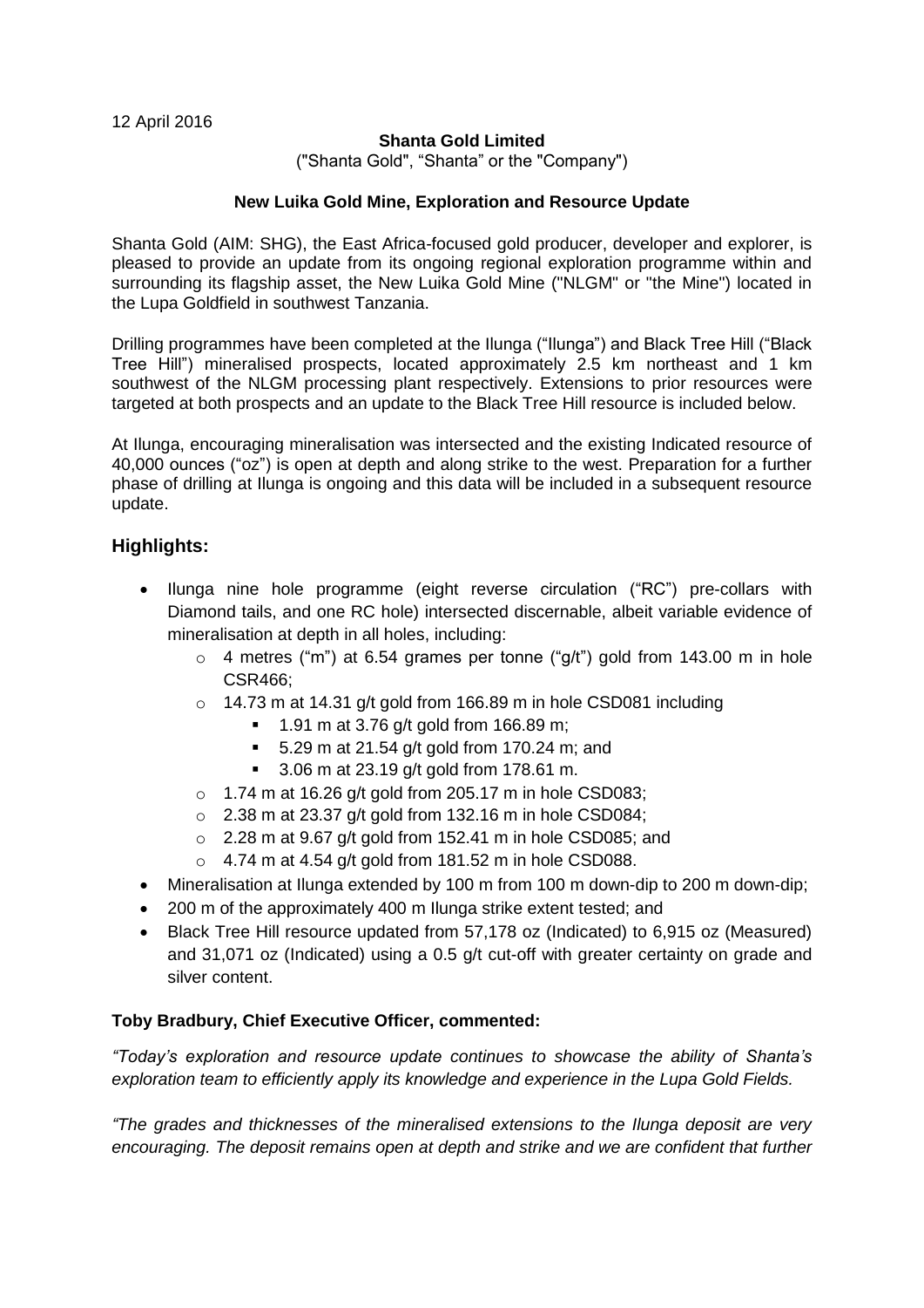12 April 2016

**Shanta Gold Limited**

("Shanta Gold", "Shanta" or the "Company")

**New Luika Gold Mine, Exploration and Resource Update**

Shanta Gold (AIM: SHG), the East Africa-focused gold producer, developer and explorer, is pleased to provide an update from its ongoing regional exploration programme within and surrounding its flagship asset, the New Luika Gold Mine ("NLGM" or "the Mine") located in the Lupa Goldfield in southwest Tanzania.

Drilling programmes have been completed at the Ilunga ("Ilunga") and Black Tree Hill ("Black Tree Hill") mineralised prospects, located approximately 2.5 km northeast and 1 km southwest of the NLGM processing plant respectively. Extensions to prior resources were targeted at both prospects and an update to the Black Tree Hill resource is included below.

At Ilunga, encouraging mineralisation was intersected and the existing Indicated resource of 40,000 ounces ("oz") is open at depth and along strike to the west. Preparation for a further phase of drilling at Ilunga is ongoing and this data will be included in a subsequent resource update.

## Highlights:

- Ilunga nine hole programme (eight reverse circulation ("RC") pre-collars with Diamond tails, and one RC hole) intersected discernable, albeit variable evidence of mineralisation at depth in all holes, including:
  - 4 metres ("m") at 6.54 grames per tonne ("g/t") gold from 143.00 m in hole CSR466;
  - 14.73 m at 14.31 g/t gold from 166.89 m in hole CSD081 including
    - 1.91 m at 3.76 g/t gold from 166.89 m;
    - 5.29 m at 21.54 g/t gold from 170.24 m; and
    - 3.06 m at 23.19 g/t gold from 178.61 m.
  - 1.74 m at 16.26 g/t gold from 205.17 m in hole CSD083;
  - 2.38 m at 23.37 g/t gold from 132.16 m in hole CSD084;
  - 2.28 m at 9.67 g/t gold from 152.41 m in hole CSD085; and
  - 4.74 m at 4.54 g/t gold from 181.52 m in hole CSD088.
- Mineralisation at Ilunga extended by 100 m from 100 m down-dip to 200 m down-dip;
- 200 m of the approximately 400 m Ilunga strike extent tested; and
- Black Tree Hill resource updated from 57,178 oz (Indicated) to 6,915 oz (Measured) and 31,071 oz (Indicated) using a 0.5 g/t cut-off with greater certainty on grade and silver content.

**Toby Bradbury, Chief Executive Officer, commented:**

*"Today's exploration and resource update continues to showcase the ability of Shanta's exploration team to efficiently apply its knowledge and experience in the Lupa Gold Fields.*

*"The grades and thicknesses of the mineralised extensions to the Ilunga deposit are very encouraging. The deposit remains open at depth and strike and we are confident that further*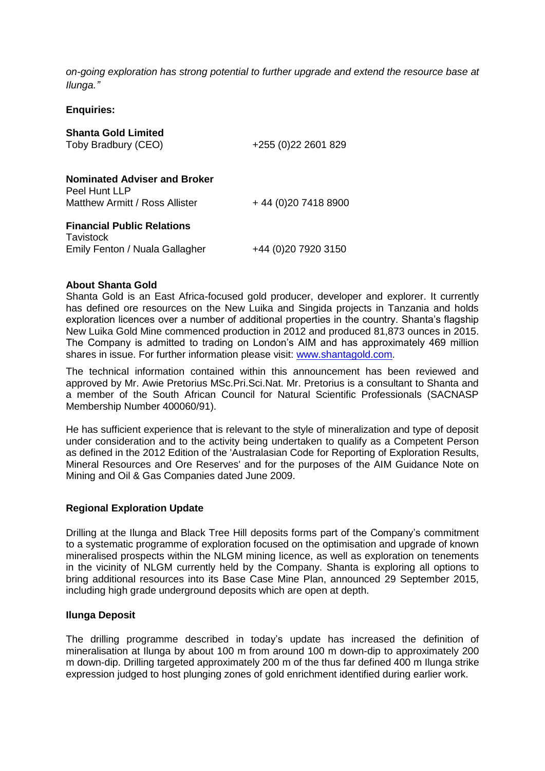*on-going exploration has strong potential to further upgrade and extend the resource base at Ilunga."*

**Enquiries:**

**Shanta Gold Limited**
Toby Bradbury (CEO) +255 (0)22 2601 829

**Nominated Adviser and Broker**
Peel Hunt LLP
Matthew Armitt / Ross Allister + 44 (0)20 7418 8900

**Financial Public Relations**
Tavistock
Emily Fenton / Nuala Gallagher +44 (0)20 7920 3150

**About Shanta Gold**

Shanta Gold is an East Africa-focused gold producer, developer and explorer. It currently has defined ore resources on the New Luika and Singida projects in Tanzania and holds exploration licences over a number of additional properties in the country. Shanta's flagship New Luika Gold Mine commenced production in 2012 and produced 81,873 ounces in 2015. The Company is admitted to trading on London's AIM and has approximately 469 million shares in issue. For further information please visit: [www.shantagold.com](http://www.shantagold.com).

The technical information contained within this announcement has been reviewed and approved by Mr. Awie Pretorius MSc.Pri.Sci.Nat. Mr. Pretorius is a consultant to Shanta and a member of the South African Council for Natural Scientific Professionals (SACNASP Membership Number 400060/91).

He has sufficient experience that is relevant to the style of mineralization and type of deposit under consideration and to the activity being undertaken to qualify as a Competent Person as defined in the 2012 Edition of the 'Australasian Code for Reporting of Exploration Results, Mineral Resources and Ore Reserves' and for the purposes of the AIM Guidance Note on Mining and Oil & Gas Companies dated June 2009.

**Regional Exploration Update**

Drilling at the Ilunga and Black Tree Hill deposits forms part of the Company's commitment to a systematic programme of exploration focused on the optimisation and upgrade of known mineralised prospects within the NLGM mining licence, as well as exploration on tenements in the vicinity of NLGM currently held by the Company. Shanta is exploring all options to bring additional resources into its Base Case Mine Plan, announced 29 September 2015, including high grade underground deposits which are open at depth.

**Ilunga Deposit**

The drilling programme described in today's update has increased the definition of mineralisation at Ilunga by about 100 m from around 100 m down-dip to approximately 200 m down-dip. Drilling targeted approximately 200 m of the thus far defined 400 m Ilunga strike expression judged to host plunging zones of gold enrichment identified during earlier work.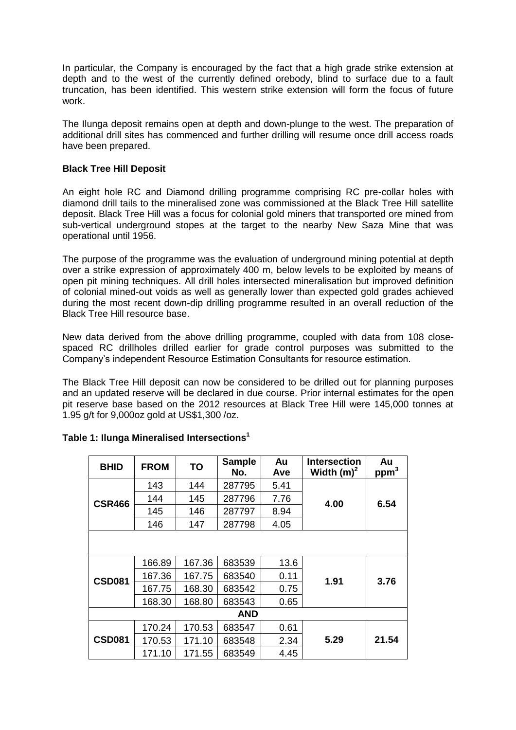In particular, the Company is encouraged by the fact that a high grade strike extension at depth and to the west of the currently defined orebody, blind to surface due to a fault truncation, has been identified. This western strike extension will form the focus of future work.

The Ilunga deposit remains open at depth and down-plunge to the west. The preparation of additional drill sites has commenced and further drilling will resume once drill access roads have been prepared.

**Black Tree Hill Deposit**

An eight hole RC and Diamond drilling programme comprising RC pre-collar holes with diamond drill tails to the mineralised zone was commissioned at the Black Tree Hill satellite deposit. Black Tree Hill was a focus for colonial gold miners that transported ore mined from sub-vertical underground stopes at the target to the nearby New Saza Mine that was operational until 1956.

The purpose of the programme was the evaluation of underground mining potential at depth over a strike expression of approximately 400 m, below levels to be exploited by means of open pit mining techniques. All drill holes intersected mineralisation but improved definition of colonial mined-out voids as well as generally lower than expected gold grades achieved during the most recent down-dip drilling programme resulted in an overall reduction of the Black Tree Hill resource base.

New data derived from the above drilling programme, coupled with data from 108 close-spaced RC drillholes drilled earlier for grade control purposes was submitted to the Company's independent Resource Estimation Consultants for resource estimation.

The Black Tree Hill deposit can now be considered to be drilled out for planning purposes and an updated reserve will be declared in due course. Prior internal estimates for the open pit reserve base based on the 2012 resources at Black Tree Hill were 145,000 tonnes at 1.95 g/t for 9,000oz gold at US$1,300 /oz.

**Table 1: Ilunga Mineralised Intersections[1]**

| BHID | FROM | TO | Sample No. | Au Ave | Intersection Width (m)[2] | Au ppm[3] |
|---|---|---|---|---|---|---|
| CSR466 | 143 | 144 | 287795 | 5.41 | **4.00** | **6.54** |
| | 144 | 145 | 287796 | 7.76 | | |
| | 145 | 146 | 287797 | 8.94 | | |
| | 146 | 147 | 287798 | 4.05 | | |
| | | | | | | |
| CSD081 | 166.89 | 167.36 | 683539 | 13.6 | **1.91** | **3.76** |
| | 167.36 | 167.75 | 683540 | 0.11 | | |
| | 167.75 | 168.30 | 683542 | 0.75 | | |
| | 168.30 | 168.80 | 683543 | 0.65 | | |
| | | | **AND** | | | |
| CSD081 | 170.24 | 170.53 | 683547 | 0.61 | **5.29** | **21.54** |
| | 170.53 | 171.10 | 683548 | 2.34 | | |
| | 171.10 | 171.55 | 683549 | 4.45 | | |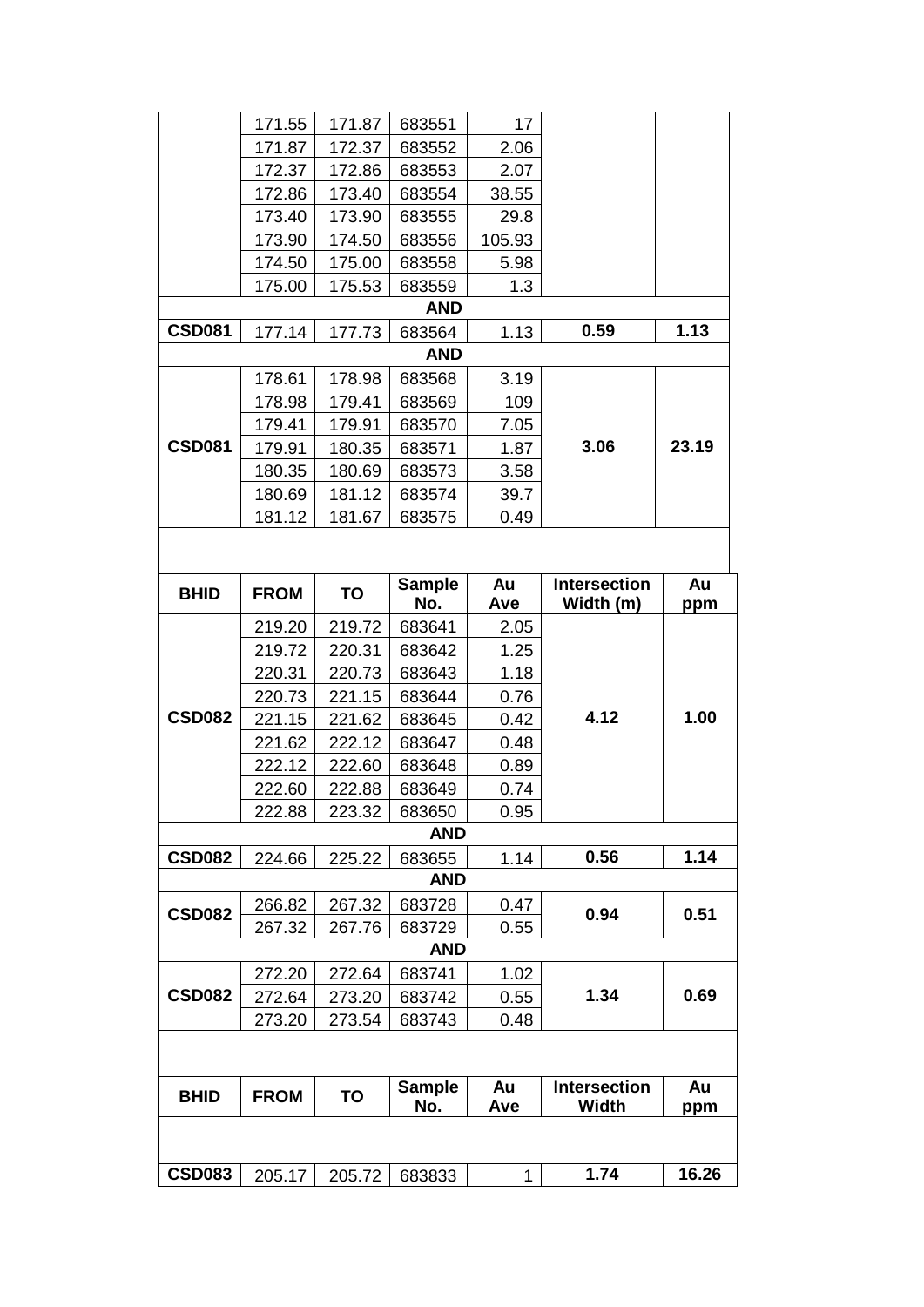| | 171.55 | 171.87 | 683551 | 17 | | |
|---|---|---|---|---|---|---|
| | 171.87 | 172.37 | 683552 | 2.06 | | |
| | 172.37 | 172.86 | 683553 | 2.07 | | |
| | 172.86 | 173.40 | 683554 | 38.55 | | |
| | 173.40 | 173.90 | 683555 | 29.8 | | |
| | 173.90 | 174.50 | 683556 | 105.93 | | |
| | 174.50 | 175.00 | 683558 | 5.98 | | |
| | 175.00 | 175.53 | 683559 | 1.3 | | |
| | | | **AND** | | | |
| **CSD081** | 177.14 | 177.73 | 683564 | 1.13 | **0.59** | **1.13** |
| | | | **AND** | | | |
| | 178.61 | 178.98 | 683568 | 3.19 | | |
| | 178.98 | 179.41 | 683569 | 109 | | |
| | 179.41 | 179.91 | 683570 | 7.05 | | |
| **CSD081** | 179.91 | 180.35 | 683571 | 1.87 | **3.06** | **23.19** |
| | 180.35 | 180.69 | 683573 | 3.58 | | |
| | 180.69 | 181.12 | 683574 | 39.7 | | |
| | 181.12 | 181.67 | 683575 | 0.49 | | |

| BHID | FROM | TO | Sample No. | Au Ave | Intersection Width (m) | Au ppm |
|---|---|---|---|---|---|---|
| | 219.20 | 219.72 | 683641 | 2.05 | | |
| | 219.72 | 220.31 | 683642 | 1.25 | | |
| | 220.31 | 220.73 | 683643 | 1.18 | | |
| | 220.73 | 221.15 | 683644 | 0.76 | | |
| **CSD082** | 221.15 | 221.62 | 683645 | 0.42 | **4.12** | **1.00** |
| | 221.62 | 222.12 | 683647 | 0.48 | | |
| | 222.12 | 222.60 | 683648 | 0.89 | | |
| | 222.60 | 222.88 | 683649 | 0.74 | | |
| | 222.88 | 223.32 | 683650 | 0.95 | | |
| | | | **AND** | | | |
| **CSD082** | 224.66 | 225.22 | 683655 | 1.14 | **0.56** | **1.14** |
| | | | **AND** | | | |
| **CSD082** | 266.82 | 267.32 | 683728 | 0.47 | **0.94** | **0.51** |
| | 267.32 | 267.76 | 683729 | 0.55 | | |
| | | | **AND** | | | |
| | 272.20 | 272.64 | 683741 | 1.02 | | |
| **CSD082** | 272.64 | 273.20 | 683742 | 0.55 | **1.34** | **0.69** |
| | 273.20 | 273.54 | 683743 | 0.48 | | |

| BHID | FROM | TO | Sample No. | Au Ave | Intersection Width | Au ppm |
|---|---|---|---|---|---|---|
| **CSD083** | 205.17 | 205.72 | 683833 | 1 | **1.74** | **16.26** |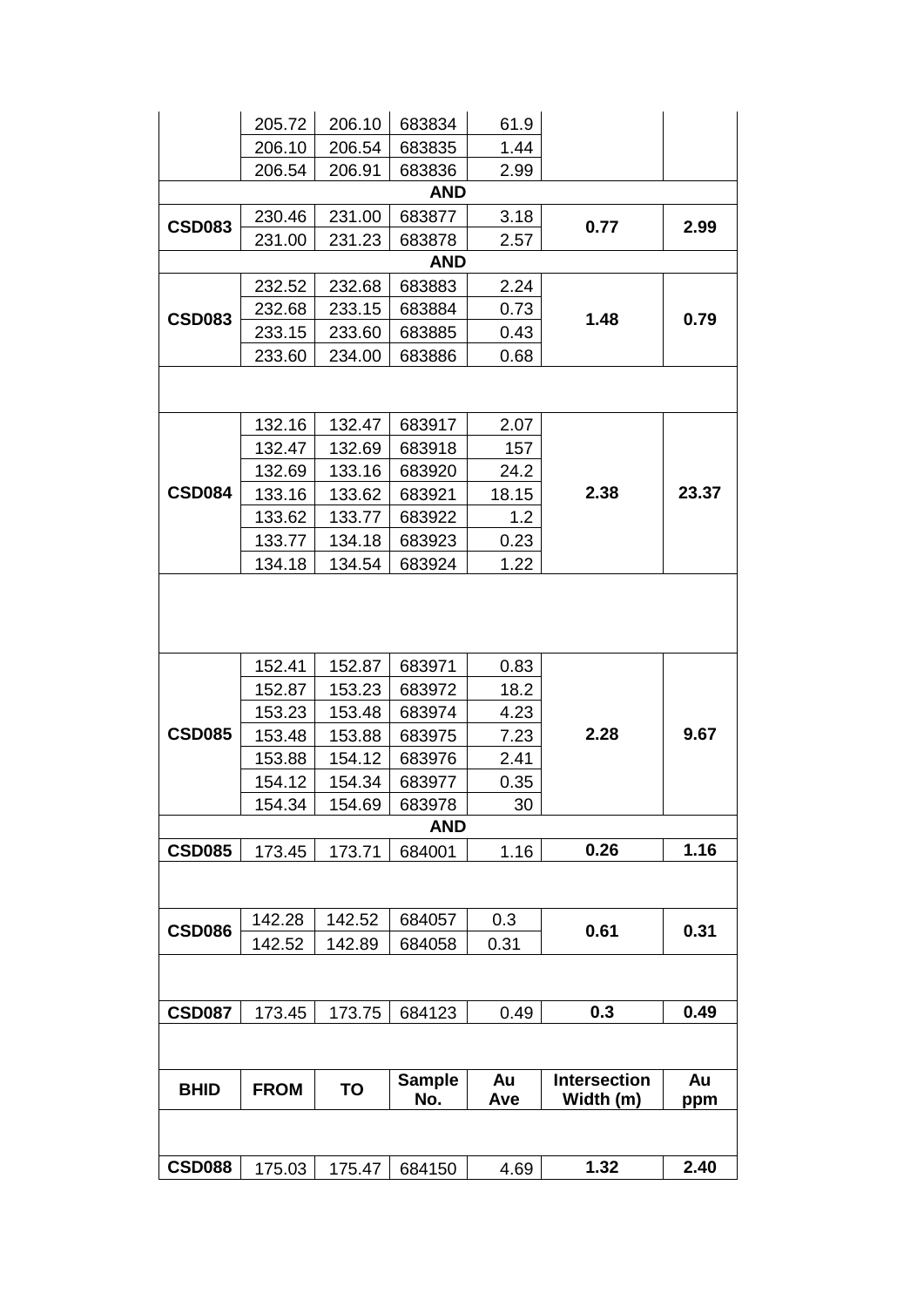| BHID | FROM | TO | Sample No. | Au Ave | Intersection Width (m) | Au ppm |
|---|---|---|---|---|---|---|
| | 205.72 | 206.10 | 683834 | 61.9 | | |
| | 206.10 | 206.54 | 683835 | 1.44 | | |
| | 206.54 | 206.91 | 683836 | 2.99 | | |
| | | | **AND** | | | |
| **CSD083** | 230.46 | 231.00 | 683877 | 3.18 | **0.77** | **2.99** |
| | 231.00 | 231.23 | 683878 | 2.57 | | |
| | | | **AND** | | | |
| **CSD083** | 232.52 | 232.68 | 683883 | 2.24 | **1.48** | **0.79** |
| | 232.68 | 233.15 | 683884 | 0.73 | | |
| | 233.15 | 233.60 | 683885 | 0.43 | | |
| | 233.60 | 234.00 | 683886 | 0.68 | | |
| | | | | | | |
| **CSD084** | 132.16 | 132.47 | 683917 | 2.07 | **2.38** | **23.37** |
| | 132.47 | 132.69 | 683918 | 157 | | |
| | 132.69 | 133.16 | 683920 | 24.2 | | |
| | 133.16 | 133.62 | 683921 | 18.15 | | |
| | 133.62 | 133.77 | 683922 | 1.2 | | |
| | 133.77 | 134.18 | 683923 | 0.23 | | |
| | 134.18 | 134.54 | 683924 | 1.22 | | |
| | | | | | | |
| **CSD085** | 152.41 | 152.87 | 683971 | 0.83 | **2.28** | **9.67** |
| | 152.87 | 153.23 | 683972 | 18.2 | | |
| | 153.23 | 153.48 | 683974 | 4.23 | | |
| | 153.48 | 153.88 | 683975 | 7.23 | | |
| | 153.88 | 154.12 | 683976 | 2.41 | | |
| | 154.12 | 154.34 | 683977 | 0.35 | | |
| | 154.34 | 154.69 | 683978 | 30 | | |
| | | | **AND** | | | |
| **CSD085** | 173.45 | 173.71 | 684001 | 1.16 | **0.26** | **1.16** |
| | | | | | | |
| **CSD086** | 142.28 | 142.52 | 684057 | 0.3 | **0.61** | **0.31** |
| | 142.52 | 142.89 | 684058 | 0.31 | | |
| | | | | | | |
| **CSD087** | 173.45 | 173.75 | 684123 | 0.49 | **0.3** | **0.49** |
| | | | | | | |
| **BHID** | **FROM** | **TO** | **Sample No.** | **Au Ave** | **Intersection Width (m)** | **Au ppm** |
| | | | | | | |
| **CSD088** | 175.03 | 175.47 | 684150 | 4.69 | **1.32** | **2.40** |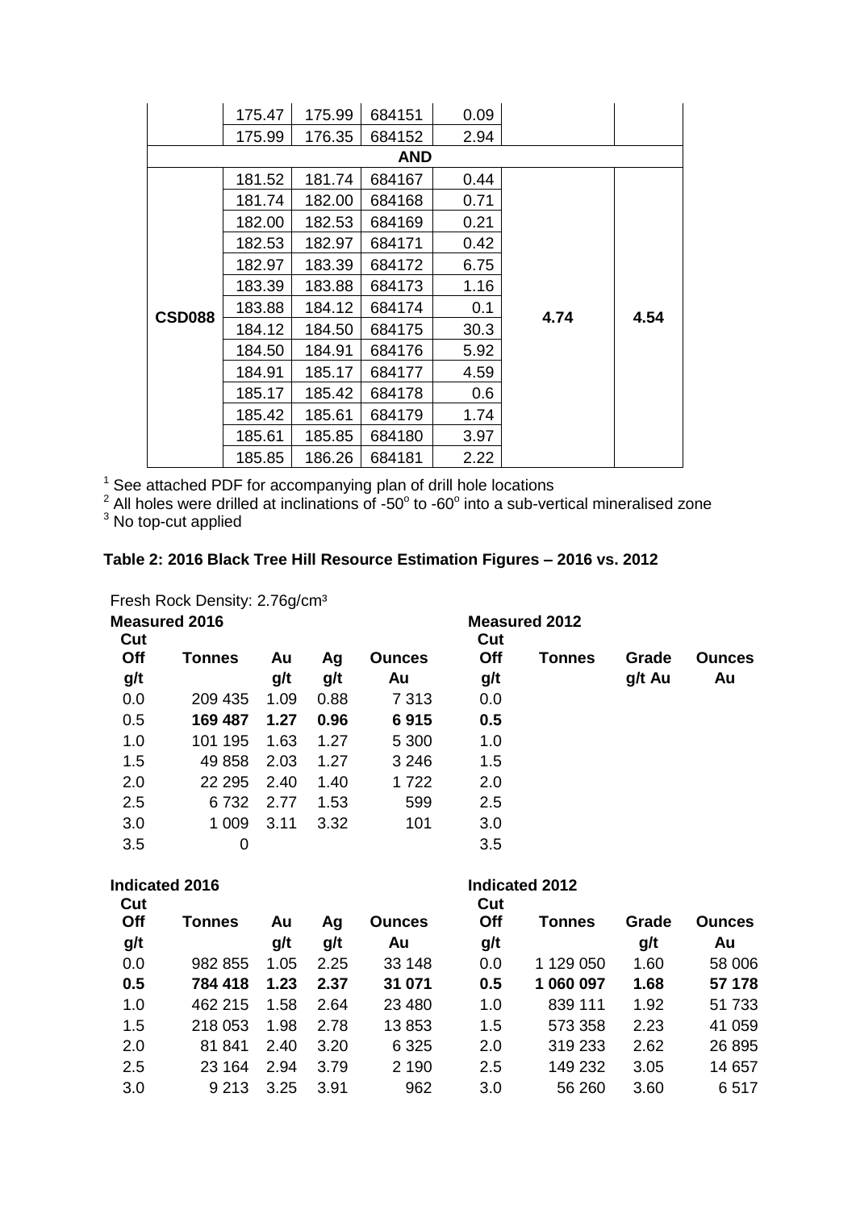| | | | | | | |
|---|---|---|---|---|---|---|
| | 175.47 | 175.99 | 684151 | 0.09 | | |
| | 175.99 | 176.35 | 684152 | 2.94 | | |
| | | | **AND** | | | |
| **CSD088** | 181.52 | 181.74 | 684167 | 0.44 | **4.74** | **4.54** |
| | 181.74 | 182.00 | 684168 | 0.71 | | |
| | 182.00 | 182.53 | 684169 | 0.21 | | |
| | 182.53 | 182.97 | 684171 | 0.42 | | |
| | 182.97 | 183.39 | 684172 | 6.75 | | |
| | 183.39 | 183.88 | 684173 | 1.16 | | |
| | 183.88 | 184.12 | 684174 | 0.1 | | |
| | 184.12 | 184.50 | 684175 | 30.3 | | |
| | 184.50 | 184.91 | 684176 | 5.92 | | |
| | 184.91 | 185.17 | 684177 | 4.59 | | |
| | 185.17 | 185.42 | 684178 | 0.6 | | |
| | 185.42 | 185.61 | 684179 | 1.74 | | |
| | 185.61 | 185.85 | 684180 | 3.97 | | |
| | 185.85 | 186.26 | 684181 | 2.22 | | |

[1] See attached PDF for accompanying plan of drill hole locations

[2] All holes were drilled at inclinations of -50° to -60° into a sub-vertical mineralised zone

[3] No top-cut applied

**Table 2: 2016 Black Tree Hill Resource Estimation Figures – 2016 vs. 2012**

Fresh Rock Density: 2.76g/cm³

| **Measured 2016** | | | | | **Measured 2012** | | | |
|---|---|---|---|---|---|---|---|---|
| **Cut Off g/t** | **Tonnes** | **Au g/t** | **Ag g/t** | **Ounces Au** | **Cut Off g/t** | **Tonnes** | **Grade g/t Au** | **Ounces Au** |
| 0.0 | 209 435 | 1.09 | 0.88 | 7 313 | 0.0 | | | |
| **0.5** | **169 487** | **1.27** | **0.96** | **6 915** | **0.5** | | | |
| 1.0 | 101 195 | 1.63 | 1.27 | 5 300 | 1.0 | | | |
| 1.5 | 49 858 | 2.03 | 1.27 | 3 246 | 1.5 | | | |
| 2.0 | 22 295 | 2.40 | 1.40 | 1 722 | 2.0 | | | |
| 2.5 | 6 732 | 2.77 | 1.53 | 599 | 2.5 | | | |
| 3.0 | 1 009 | 3.11 | 3.32 | 101 | 3.0 | | | |
| 3.5 | 0 | | | | 3.5 | | | |

| **Indicated 2016** | | | | | **Indicated 2012** | | | |
|---|---|---|---|---|---|---|---|---|
| **Cut Off g/t** | **Tonnes** | **Au g/t** | **Ag g/t** | **Ounces Au** | **Cut Off g/t** | **Tonnes** | **Grade g/t** | **Ounces Au** |
| 0.0 | 982 855 | 1.05 | 2.25 | 33 148 | 0.0 | 1 129 050 | 1.60 | 58 006 |
| **0.5** | **784 418** | **1.23** | **2.37** | **31 071** | **0.5** | **1 060 097** | **1.68** | **57 178** |
| 1.0 | 462 215 | 1.58 | 2.64 | 23 480 | 1.0 | 839 111 | 1.92 | 51 733 |
| 1.5 | 218 053 | 1.98 | 2.78 | 13 853 | 1.5 | 573 358 | 2.23 | 41 059 |
| 2.0 | 81 841 | 2.40 | 3.20 | 6 325 | 2.0 | 319 233 | 2.62 | 26 895 |
| 2.5 | 23 164 | 2.94 | 3.79 | 2 190 | 2.5 | 149 232 | 3.05 | 14 657 |
| 3.0 | 9 213 | 3.25 | 3.91 | 962 | 3.0 | 56 260 | 3.60 | 6 517 |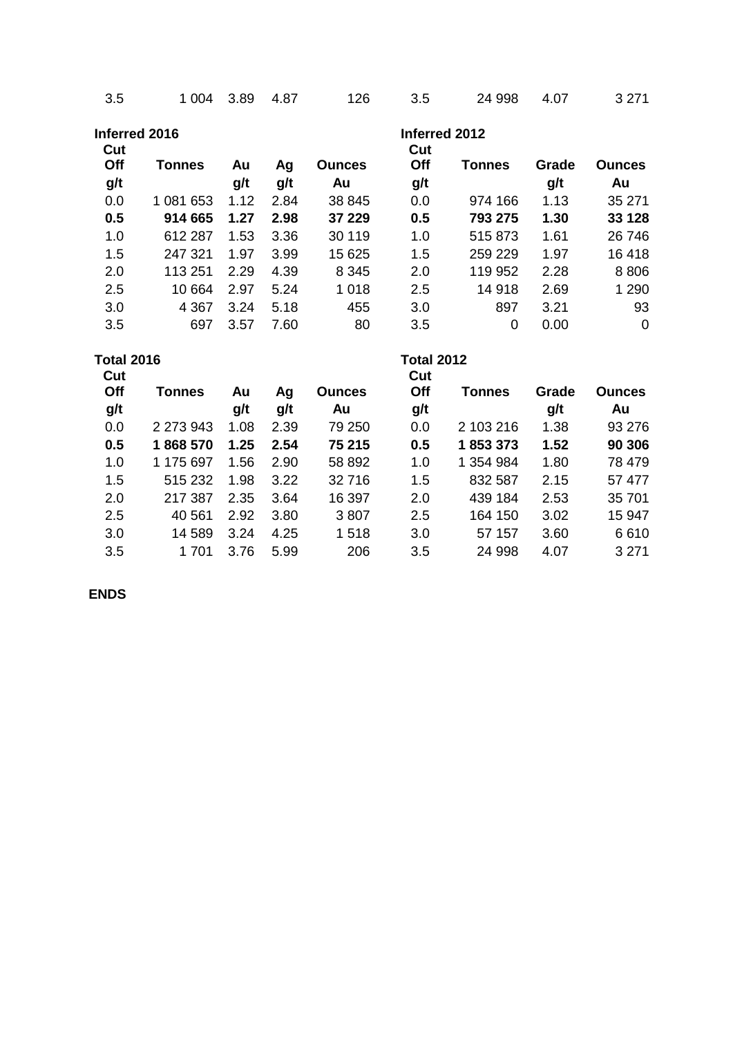| | | | | | | | | |
|---|---|---|---|---|---|---|---|---|
| 3.5 | 1 004 | 3.89 | 4.87 | 126 | 3.5 | 24 998 | 4.07 | 3 271 |

| **Inferred 2016** | | | | | **Inferred 2012** | | | |
|---|---|---|---|---|---|---|---|---|
| **Cut Off g/t** | **Tonnes** | **Au g/t** | **Ag g/t** | **Ounces Au** | **Cut Off g/t** | **Tonnes** | **Grade g/t** | **Ounces Au** |
| 0.0 | 1 081 653 | 1.12 | 2.84 | 38 845 | 0.0 | 974 166 | 1.13 | 35 271 |
| **0.5** | **914 665** | **1.27** | **2.98** | **37 229** | **0.5** | **793 275** | **1.30** | **33 128** |
| 1.0 | 612 287 | 1.53 | 3.36 | 30 119 | 1.0 | 515 873 | 1.61 | 26 746 |
| 1.5 | 247 321 | 1.97 | 3.99 | 15 625 | 1.5 | 259 229 | 1.97 | 16 418 |
| 2.0 | 113 251 | 2.29 | 4.39 | 8 345 | 2.0 | 119 952 | 2.28 | 8 806 |
| 2.5 | 10 664 | 2.97 | 5.24 | 1 018 | 2.5 | 14 918 | 2.69 | 1 290 |
| 3.0 | 4 367 | 3.24 | 5.18 | 455 | 3.0 | 897 | 3.21 | 93 |
| 3.5 | 697 | 3.57 | 7.60 | 80 | 3.5 | 0 | 0.00 | 0 |

| **Total 2016** | | | | | **Total 2012** | | | |
|---|---|---|---|---|---|---|---|---|
| **Cut Off g/t** | **Tonnes** | **Au g/t** | **Ag g/t** | **Ounces Au** | **Cut Off g/t** | **Tonnes** | **Grade g/t** | **Ounces Au** |
| 0.0 | 2 273 943 | 1.08 | 2.39 | 79 250 | 0.0 | 2 103 216 | 1.38 | 93 276 |
| **0.5** | **1 868 570** | **1.25** | **2.54** | **75 215** | **0.5** | **1 853 373** | **1.52** | **90 306** |
| 1.0 | 1 175 697 | 1.56 | 2.90 | 58 892 | 1.0 | 1 354 984 | 1.80 | 78 479 |
| 1.5 | 515 232 | 1.98 | 3.22 | 32 716 | 1.5 | 832 587 | 2.15 | 57 477 |
| 2.0 | 217 387 | 2.35 | 3.64 | 16 397 | 2.0 | 439 184 | 2.53 | 35 701 |
| 2.5 | 40 561 | 2.92 | 3.80 | 3 807 | 2.5 | 164 150 | 3.02 | 15 947 |
| 3.0 | 14 589 | 3.24 | 4.25 | 1 518 | 3.0 | 57 157 | 3.60 | 6 610 |
| 3.5 | 1 701 | 3.76 | 5.99 | 206 | 3.5 | 24 998 | 4.07 | 3 271 |

**ENDS**